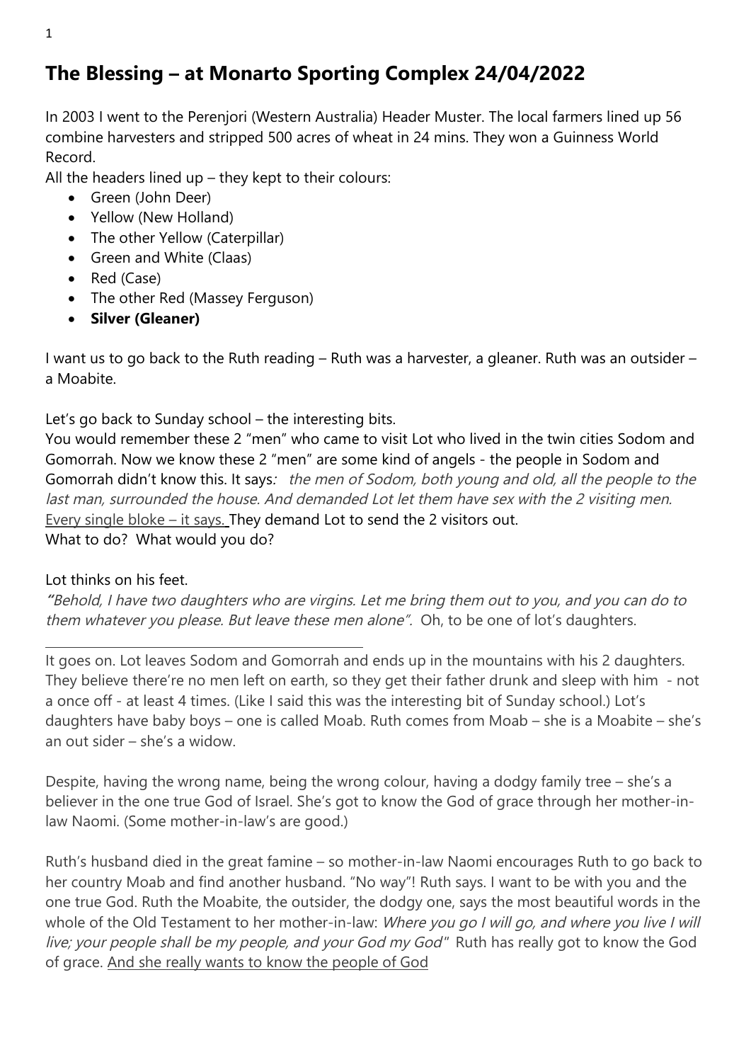# The Blessing – at Monarto Sporting Complex 24/04/2022

In 2003 I went to the Perenjori (Western Australia) Header Muster. The local farmers lined up 56 combine harvesters and stripped 500 acres of wheat in 24 mins. They won a Guinness World Record.

All the headers lined up – they kept to their colours:

- Green (John Deer)
- Yellow (New Holland)
- The other Yellow (Caterpillar)
- Green and White (Claas)
- Red (Case)
- The other Red (Massey Ferguson)
- **Silver (Gleaner)**

I want us to go back to the Ruth reading – Ruth was a harvester, a gleaner. Ruth was an outsider – a Moabite.

Let's go back to Sunday school – the interesting bits.

You would remember these 2 "men" who came to visit Lot who lived in the twin cities Sodom and Gomorrah. Now we know these 2 "men" are some kind of angels - the people in Sodom and Gomorrah didn't know this. It says*: the men of Sodom, both young and old, all the people to the last man, surrounded the house. And demanded Lot let them have sex with the 2 visiting men.* <u>Every single bloke – it says.</u> They demand Lot to send the 2 visitors out.

What to do? What would you do?

Lot thinks on his feet.

*"Behold, I have two daughters who are virgins. Let me bring them out to you, and you can do to them whatever you please. But leave these men alone".* Oh, to be one of lot's daughters.

---

It goes on. Lot leaves Sodom and Gomorrah and ends up in the mountains with his 2 daughters. They believe there're no men left on earth, so they get their father drunk and sleep with him - not a once off - at least 4 times. (Like I said this was the interesting bit of Sunday school.) Lot's daughters have baby boys – one is called Moab. Ruth comes from Moab – she is a Moabite – she's an out sider – she's a widow.

Despite, having the wrong name, being the wrong colour, having a dodgy family tree – she's a believer in the one true God of Israel. She's got to know the God of grace through her mother-in-law Naomi. (Some mother-in-law's are good.)

Ruth's husband died in the great famine – so mother-in-law Naomi encourages Ruth to go back to her country Moab and find another husband. "No way"! Ruth says. I want to be with you and the one true God. Ruth the Moabite, the outsider, the dodgy one, says the most beautiful words in the whole of the Old Testament to her mother-in-law: *Where you go I will go, and where you live I will live; your people shall be my people, and your God my God"* Ruth has really got to know the God of grace. <u>And she really wants to know the people of God</u>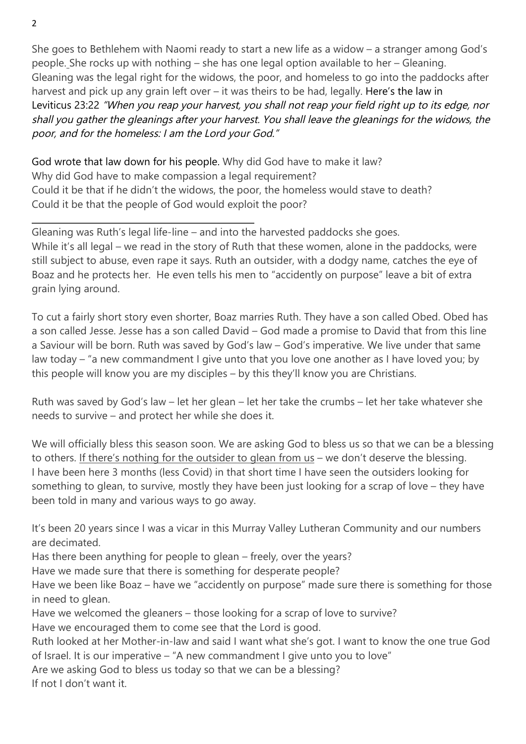She goes to Bethlehem with Naomi ready to start a new life as a widow – a stranger among God's people. She rocks up with nothing – she has one legal option available to her – Gleaning. Gleaning was the legal right for the widows, the poor, and homeless to go into the paddocks after harvest and pick up any grain left over – it was theirs to be had, legally. Here's the law in Leviticus 23:22 *"When you reap your harvest, you shall not reap your field right up to its edge, nor shall you gather the gleanings after your harvest. You shall leave the gleanings for the widows, the poor, and for the homeless: I am the Lord your God."*

God wrote that law down for his people. Why did God have to make it law?
Why did God have to make compassion a legal requirement?
Could it be that if he didn't the widows, the poor, the homeless would stave to death?
Could it be that the people of God would exploit the poor?

---

Gleaning was Ruth's legal life-line – and into the harvested paddocks she goes.
While it's all legal – we read in the story of Ruth that these women, alone in the paddocks, were still subject to abuse, even rape it says. Ruth an outsider, with a dodgy name, catches the eye of Boaz and he protects her. He even tells his men to "accidently on purpose" leave a bit of extra grain lying around.

To cut a fairly short story even shorter, Boaz marries Ruth. They have a son called Obed. Obed has a son called Jesse. Jesse has a son called David – God made a promise to David that from this line a Saviour will be born. Ruth was saved by God's law – God's imperative. We live under that same law today – "a new commandment I give unto that you love one another as I have loved you; by this people will know you are my disciples – by this they'll know you are Christians.

Ruth was saved by God's law – let her glean – let her take the crumbs – let her take whatever she needs to survive – and protect her while she does it.

We will officially bless this season soon. We are asking God to bless us so that we can be a blessing to others. <u>If there's nothing for the outsider to glean from us</u> – we don't deserve the blessing. I have been here 3 months (less Covid) in that short time I have seen the outsiders looking for something to glean, to survive, mostly they have been just looking for a scrap of love – they have been told in many and various ways to go away.

It's been 20 years since I was a vicar in this Murray Valley Lutheran Community and our numbers are decimated.
Has there been anything for people to glean – freely, over the years?
Have we made sure that there is something for desperate people?
Have we been like Boaz – have we "accidently on purpose" made sure there is something for those in need to glean.
Have we welcomed the gleaners – those looking for a scrap of love to survive?
Have we encouraged them to come see that the Lord is good.
Ruth looked at her Mother-in-law and said I want what she's got. I want to know the one true God of Israel. It is our imperative – "A new commandment I give unto you to love"
Are we asking God to bless us today so that we can be a blessing?
If not I don't want it.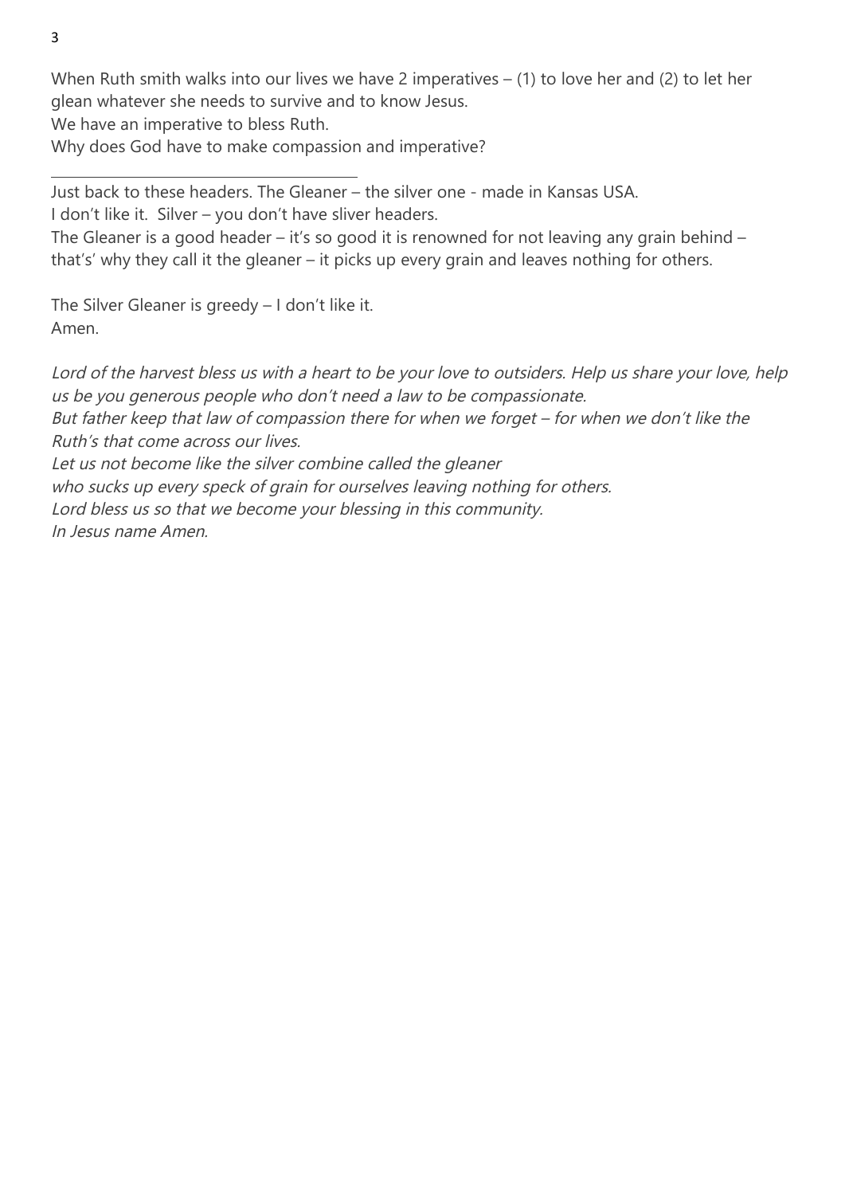When Ruth smith walks into our lives we have 2 imperatives – (1) to love her and (2) to let her glean whatever she needs to survive and to know Jesus.
We have an imperative to bless Ruth.
Why does God have to make compassion and imperative?

---

Just back to these headers. The Gleaner – the silver one - made in Kansas USA.
I don't like it. Silver – you don't have sliver headers.
The Gleaner is a good header – it's so good it is renowned for not leaving any grain behind – that's' why they call it the gleaner – it picks up every grain and leaves nothing for others.

The Silver Gleaner is greedy – I don't like it.
Amen.

*Lord of the harvest bless us with a heart to be your love to outsiders. Help us share your love, help us be you generous people who don't need a law to be compassionate.*
*But father keep that law of compassion there for when we forget – for when we don't like the Ruth's that come across our lives.*
*Let us not become like the silver combine called the gleaner*
*who sucks up every speck of grain for ourselves leaving nothing for others.*
*Lord bless us so that we become your blessing in this community.*
*In Jesus name Amen.*